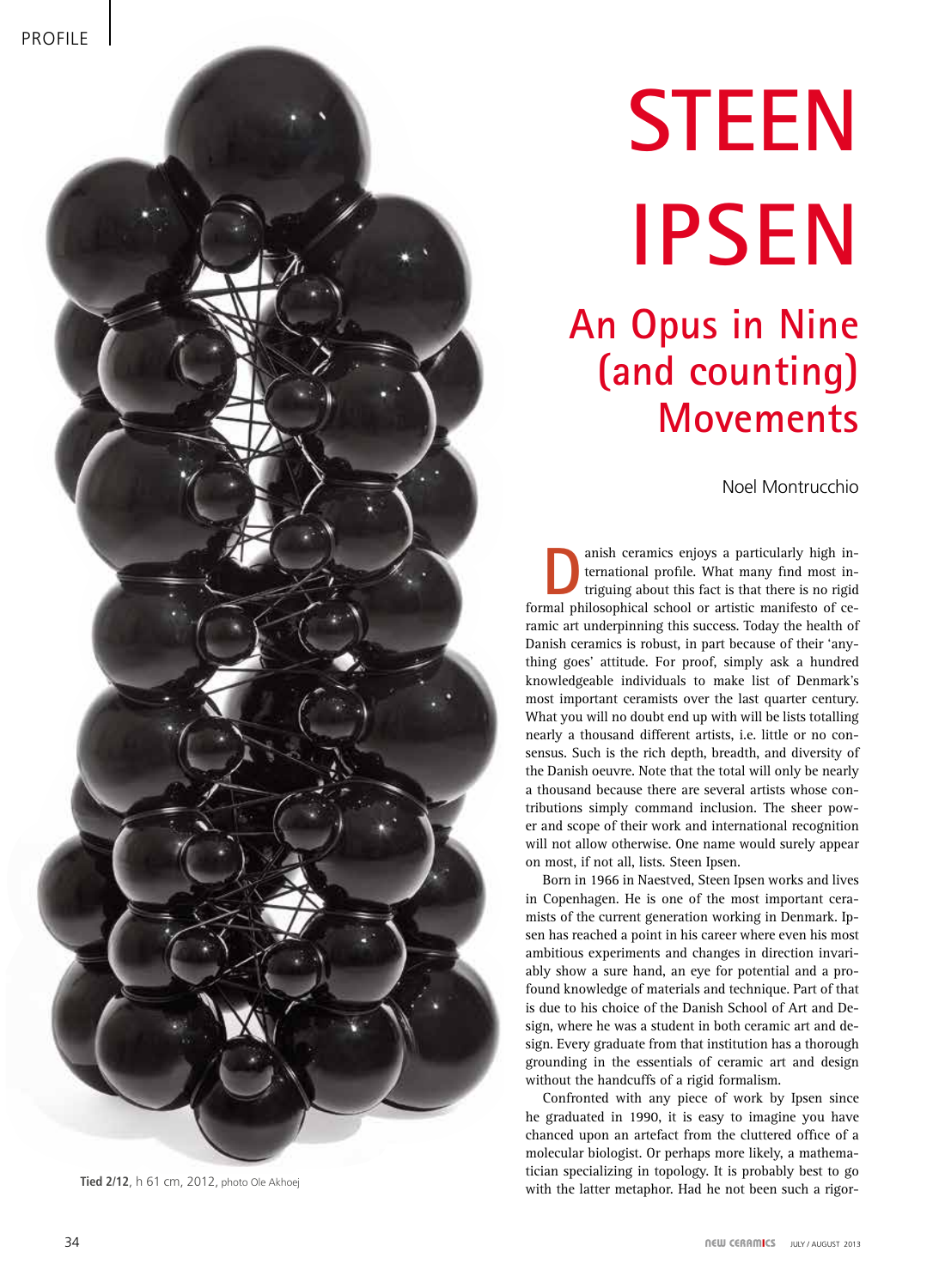# STEEN IPSEN

## An Opus in Nine (and counting) Movements

Noel Montrucchio

Danish ceramics enjoys a particularly high international profile. What many find most intriguing about this fact is that there is no rigid formal philosophical school or artistic manifesto of ceramic art underpinning this success. Today the health of Danish ceramics is robust, in part because of their 'anything goes' attitude. For proof, simply ask a hundred knowledgeable individuals to make list of Denmark's most important ceramists over the last quarter century. What you will no doubt end up with will be lists totalling nearly a thousand different artists, i.e. little or no consensus. Such is the rich depth, breadth, and diversity of the Danish oeuvre. Note that the total will only be nearly a thousand because there are several artists whose contributions simply command inclusion. The sheer power and scope of their work and international recognition will not allow otherwise. One name would surely appear on most, if not all, lists. Steen Ipsen.

Born in 1966 in Naestved, Steen Ipsen works and lives in Copenhagen. He is one of the most important ceramists of the current generation working in Denmark. Ipsen has reached a point in his career where even his most ambitious experiments and changes in direction invariably show a sure hand, an eye for potential and a profound knowledge of materials and technique. Part of that is due to his choice of the Danish School of Art and Design, where he was a student in both ceramic art and design. Every graduate from that institution has a thorough grounding in the essentials of ceramic art and design without the handcuffs of a rigid formalism.

Confronted with any piece of work by Ipsen since he graduated in 1990, it is easy to imagine you have chanced upon an artefact from the cluttered office of a molecular biologist. Or perhaps more likely, a mathematician specializing in topology. It is probably best to go with the latter metaphor. Had he not been such a rigor-

**Tied 2/12**, h 61 cm, 2012, photo Ole Akhoej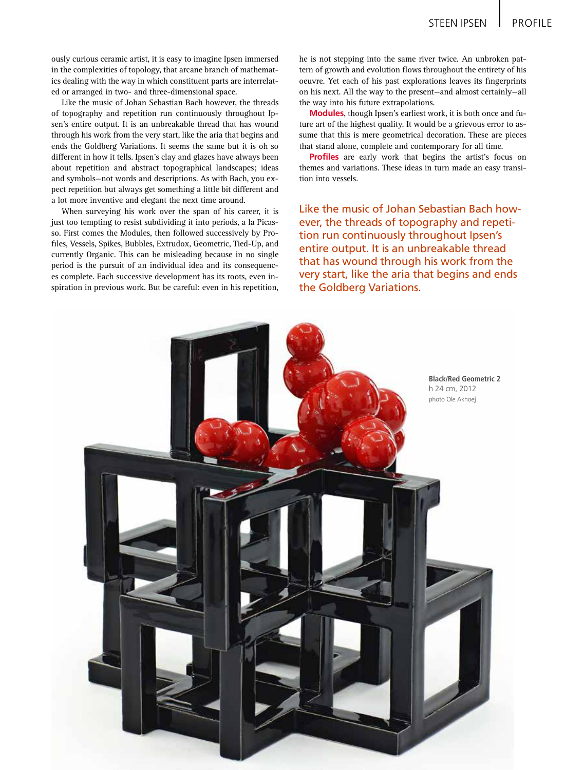ously curious ceramic artist, it is easy to imagine Ipsen immersed in the complexities of topology, that arcane branch of mathematics dealing with the way in which constituent parts are interrelated or arranged in two- and three-dimensional space.

Like the music of Johan Sebastian Bach however, the threads of topography and repetition run continuously throughout Ipsen's entire output. It is an unbreakable thread that has wound through his work from the very start, like the aria that begins and ends the Goldberg Variations. It seems the same but it is oh so different in how it tells. Ipsen's clay and glazes have always been about repetition and abstract topographical landscapes; ideas and symbols—not words and descriptions. As with Bach, you expect repetition but always get something a little bit different and a lot more inventive and elegant the next time around.

When surveying his work over the span of his career, it is just too tempting to resist subdividing it into periods, a la Picasso. First comes the Modules, then followed successively by Profiles, Vessels, Spikes, Bubbles, Extrudox, Geometric, Tied-Up, and currently Organic. This can be misleading because in no single period is the pursuit of an individual idea and its consequences complete. Each successive development has its roots, even inspiration in previous work. But be careful: even in his repetition, he is not stepping into the same river twice. An unbroken pattern of growth and evolution flows throughout the entirety of his oeuvre. Yet each of his past explorations leaves its fingerprints on his next. All the way to the present—and almost certainly—all the way into his future extrapolations.

**Modules**, though Ipsen's earliest work, it is both once and future art of the highest quality. It would be a grievous error to assume that this is mere geometrical decoration. These are pieces that stand alone, complete and contemporary for all time.

**Profiles** are early work that begins the artist's focus on themes and variations. These ideas in turn made an easy transition into vessels.

Like the music of Johan Sebastian Bach however, the threads of topography and repetition run continuously throughout Ipsen's entire output. It is an unbreakable thread that has wound through his work from the very start, like the aria that begins and ends the Goldberg Variations.

**Black/Red Geometric 2**
h 24 cm, 2012
photo Ole Akhoej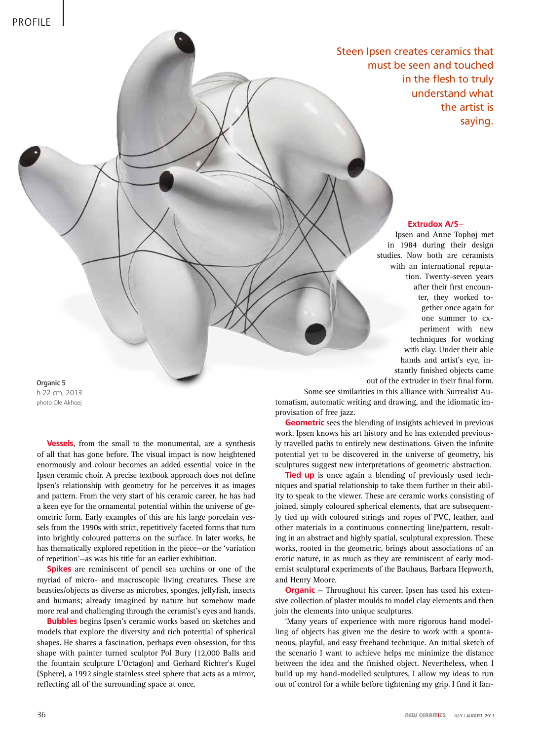Steen Ipsen creates ceramics that must be seen and touched in the flesh to truly understand what the artist is saying.

Organic 5
h 22 cm, 2013
photo Ole Akhoej

**Extrudox A/S**– Ipsen and Anne Tophøj met in 1984 during their design studies. Now both are ceramists with an international reputation. Twenty-seven years after their first encounter, they worked together once again for one summer to experiment with new techniques for working with clay. Under their able hands and artist's eye, instantly finished objects came out of the extruder in their final form. Some see similarities in this alliance with Surrealist Automatism, automatic writing and drawing, and the idiomatic improvisation of free jazz.

**Geometric** sees the blending of insights achieved in previous work. Ipsen knows his art history and he has extended previously travelled paths to entirely new destinations. Given the infinite potential yet to be discovered in the universe of geometry, his sculptures suggest new interpretations of geometric abstraction.

**Tied up** is once again a blending of previously used techniques and spatial relationship to take them further in their ability to speak to the viewer. These are ceramic works consisting of joined, simply coloured spherical elements, that are subsequently tied up with coloured strings and ropes of PVC, leather, and other materials in a continuous connecting line/pattern, resulting in an abstract and highly spatial, sculptural expression. These works, rooted in the geometric, brings about associations of an erotic nature, in as much as they are reminiscent of early modernist sculptural experiments of the Bauhaus, Barbara Hepworth, and Henry Moore.

**Organic** – Throughout his career, Ipsen has used his extensive collection of plaster moulds to model clay elements and then join the elements into unique sculptures.

'Many years of experience with more rigorous hand modelling of objects has given me the desire to work with a spontaneous, playful, and easy freehand technique. An initial sketch of the scenario I want to achieve helps me minimize the distance between the idea and the finished object. Nevertheless, when I build up my hand-modelled sculptures, I allow my ideas to run out of control for a while before tightening my grip. I find it fan-

**Vessels**, from the small to the monumental, are a synthesis of all that has gone before. The visual impact is now heightened enormously and colour becomes an added essential voice in the Ipsen ceramic choir. A precise textbook approach does not define Ipsen's relationship with geometry for he perceives it as images and pattern. From the very start of his ceramic career, he has had a keen eye for the ornamental potential within the universe of geometric form. Early examples of this are his large porcelain vessels from the 1990s with strict, repetitively faceted forms that turn into brightly coloured patterns on the surface. In later works, he has thematically explored repetition in the piece–or the 'variation of repetition'–as was his title for an earlier exhibition.

**Spikes** are reminiscent of pencil sea urchins or one of the myriad of micro- and macroscopic living creatures. These are beasties/objects as diverse as microbes, sponges, jellyfish, insects and humans; already imagined by nature but somehow made more real and challenging through the ceramist's eyes and hands.

**Bubbles** begins Ipsen's ceramic works based on sketches and models that explore the diversity and rich potential of spherical shapes. He shares a fascination, perhaps even obsession, for this shape with painter turned sculptor Pol Bury (12,000 Balls and the fountain sculpture L'Octagon) and Gerhard Richter's Kugel (Sphere), a 1992 single stainless steel sphere that acts as a mirror, reflecting all of the surrounding space at once.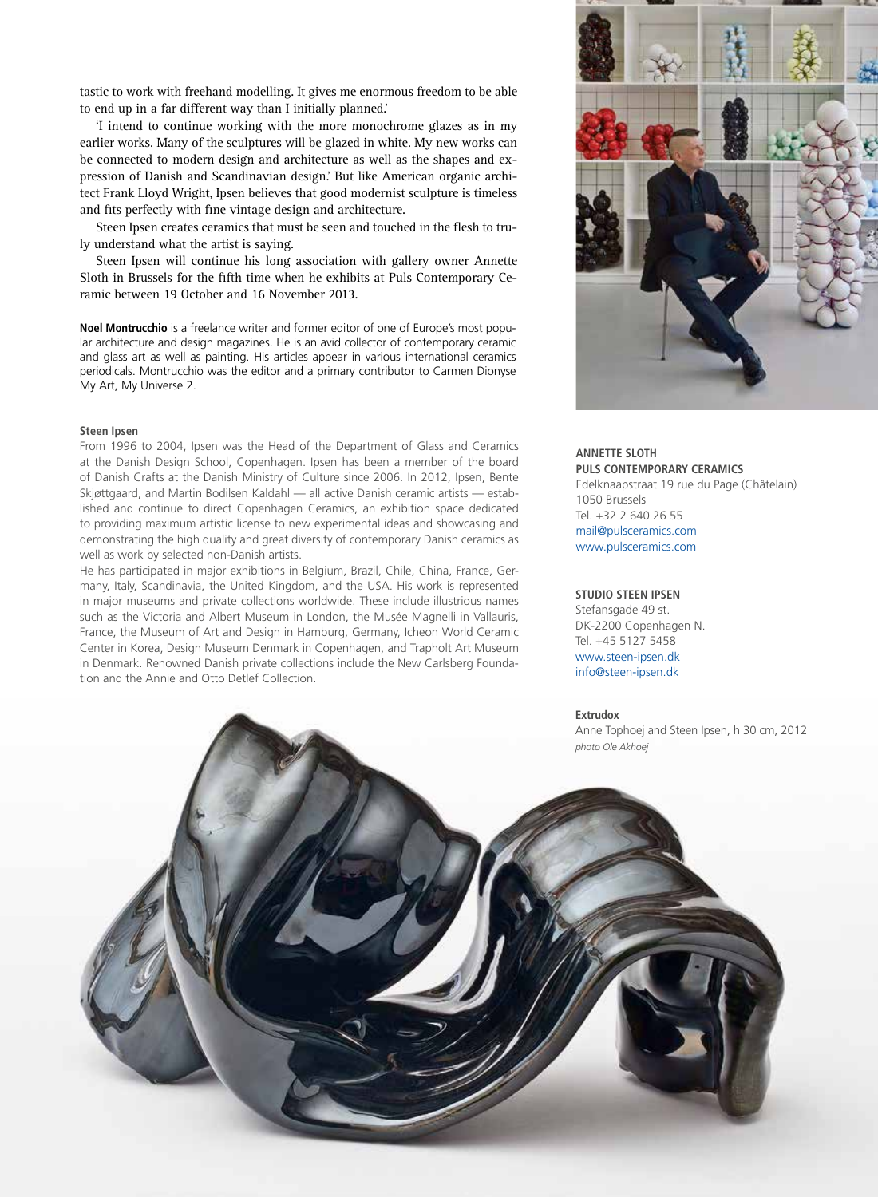tastic to work with freehand modelling. It gives me enormous freedom to be able to end up in a far different way than I initially planned.'

'I intend to continue working with the more monochrome glazes as in my earlier works. Many of the sculptures will be glazed in white. My new works can be connected to modern design and architecture as well as the shapes and expression of Danish and Scandinavian design.' But like American organic architect Frank Lloyd Wright, Ipsen believes that good modernist sculpture is timeless and fits perfectly with fine vintage design and architecture.

Steen Ipsen creates ceramics that must be seen and touched in the flesh to truly understand what the artist is saying.

Steen Ipsen will continue his long association with gallery owner Annette Sloth in Brussels for the fifth time when he exhibits at Puls Contemporary Ceramic between 19 October and 16 November 2013.

**Noel Montrucchio** is a freelance writer and former editor of one of Europe's most popular architecture and design magazines. He is an avid collector of contemporary ceramic and glass art as well as painting. His articles appear in various international ceramics periodicals. Montrucchio was the editor and a primary contributor to Carmen Dionyse My Art, My Universe 2.

**Steen Ipsen**

From 1996 to 2004, Ipsen was the Head of the Department of Glass and Ceramics at the Danish Design School, Copenhagen. Ipsen has been a member of the board of Danish Crafts at the Danish Ministry of Culture since 2006. In 2012, Ipsen, Bente Skjøttgaard, and Martin Bodilsen Kaldahl — all active Danish ceramic artists — established and continue to direct Copenhagen Ceramics, an exhibition space dedicated to providing maximum artistic license to new experimental ideas and showcasing and demonstrating the high quality and great diversity of contemporary Danish ceramics as well as work by selected non-Danish artists.

He has participated in major exhibitions in Belgium, Brazil, Chile, China, France, Germany, Italy, Scandinavia, the United Kingdom, and the USA. His work is represented in major museums and private collections worldwide. These include illustrious names such as the Victoria and Albert Museum in London, the Musée Magnelli in Vallauris, France, the Museum of Art and Design in Hamburg, Germany, Icheon World Ceramic Center in Korea, Design Museum Denmark in Copenhagen, and Trapholt Art Museum in Denmark. Renowned Danish private collections include the New Carlsberg Foundation and the Annie and Otto Detlef Collection.

**ANNETTE SLOTH**
**PULS CONTEMPORARY CERAMICS**
Edelknaapstraat 19 rue du Page (Châtelain)
1050 Brussels
Tel. +32 2 640 26 55
mail@pulsceramics.com
www.pulsceramics.com

**STUDIO STEEN IPSEN**
Stefansgade 49 st.
DK-2200 Copenhagen N.
Tel. +45 5127 5458
www.steen-ipsen.dk
info@steen-ipsen.dk

**Extrudox**
Anne Tophoej and Steen Ipsen, h 30 cm, 2012
*photo Ole Akhoej*